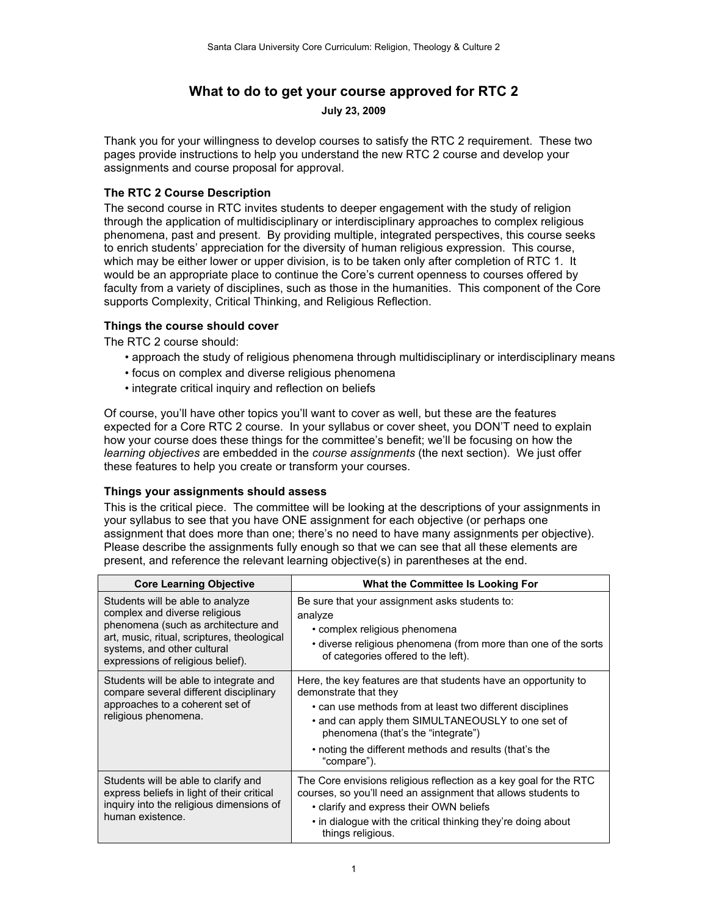# What to do to get your course approved for RTC 2

**July 23, 2009**

Thank you for your willingness to develop courses to satisfy the RTC 2 requirement. These two pages provide instructions to help you understand the new RTC 2 course and develop your assignments and course proposal for approval.

### The RTC 2 Course Description

The second course in RTC invites students to deeper engagement with the study of religion through the application of multidisciplinary or interdisciplinary approaches to complex religious phenomena, past and present. By providing multiple, integrated perspectives, this course seeks to enrich students' appreciation for the diversity of human religious expression. This course, which may be either lower or upper division, is to be taken only after completion of RTC 1. It would be an appropriate place to continue the Core's current openness to courses offered by faculty from a variety of disciplines, such as those in the humanities. This component of the Core supports Complexity, Critical Thinking, and Religious Reflection.

### Things the course should cover

The RTC 2 course should:

- approach the study of religious phenomena through multidisciplinary or interdisciplinary means
- focus on complex and diverse religious phenomena
- integrate critical inquiry and reflection on beliefs

Of course, you'll have other topics you'll want to cover as well, but these are the features expected for a Core RTC 2 course. In your syllabus or cover sheet, you DON'T need to explain how your course does these things for the committee's benefit; we'll be focusing on how the *learning objectives* are embedded in the *course assignments* (the next section). We just offer these features to help you create or transform your courses.

### Things your assignments should assess

This is the critical piece. The committee will be looking at the descriptions of your assignments in your syllabus to see that you have ONE assignment for each objective (or perhaps one assignment that does more than one; there's no need to have many assignments per objective). Please describe the assignments fully enough so that we can see that all these elements are present, and reference the relevant learning objective(s) in parentheses at the end.

| Core Learning Objective | What the Committee Is Looking For |
|---|---|
| Students will be able to analyze complex and diverse religious phenomena (such as architecture and art, music, ritual, scriptures, theological systems, and other cultural expressions of religious belief). | Be sure that your assignment asks students to: analyze<br>• complex religious phenomena<br>• diverse religious phenomena (from more than one of the sorts of categories offered to the left). |
| Students will be able to integrate and compare several different disciplinary approaches to a coherent set of religious phenomena. | Here, the key features are that students have an opportunity to demonstrate that they<br>• can use methods from at least two different disciplines<br>• and can apply them SIMULTANEOUSLY to one set of phenomena (that's the "integrate")<br>• noting the different methods and results (that's the "compare"). |
| Students will be able to clarify and express beliefs in light of their critical inquiry into the religious dimensions of human existence. | The Core envisions religious reflection as a key goal for the RTC courses, so you'll need an assignment that allows students to<br>• clarify and express their OWN beliefs<br>• in dialogue with the critical thinking they're doing about things religious. |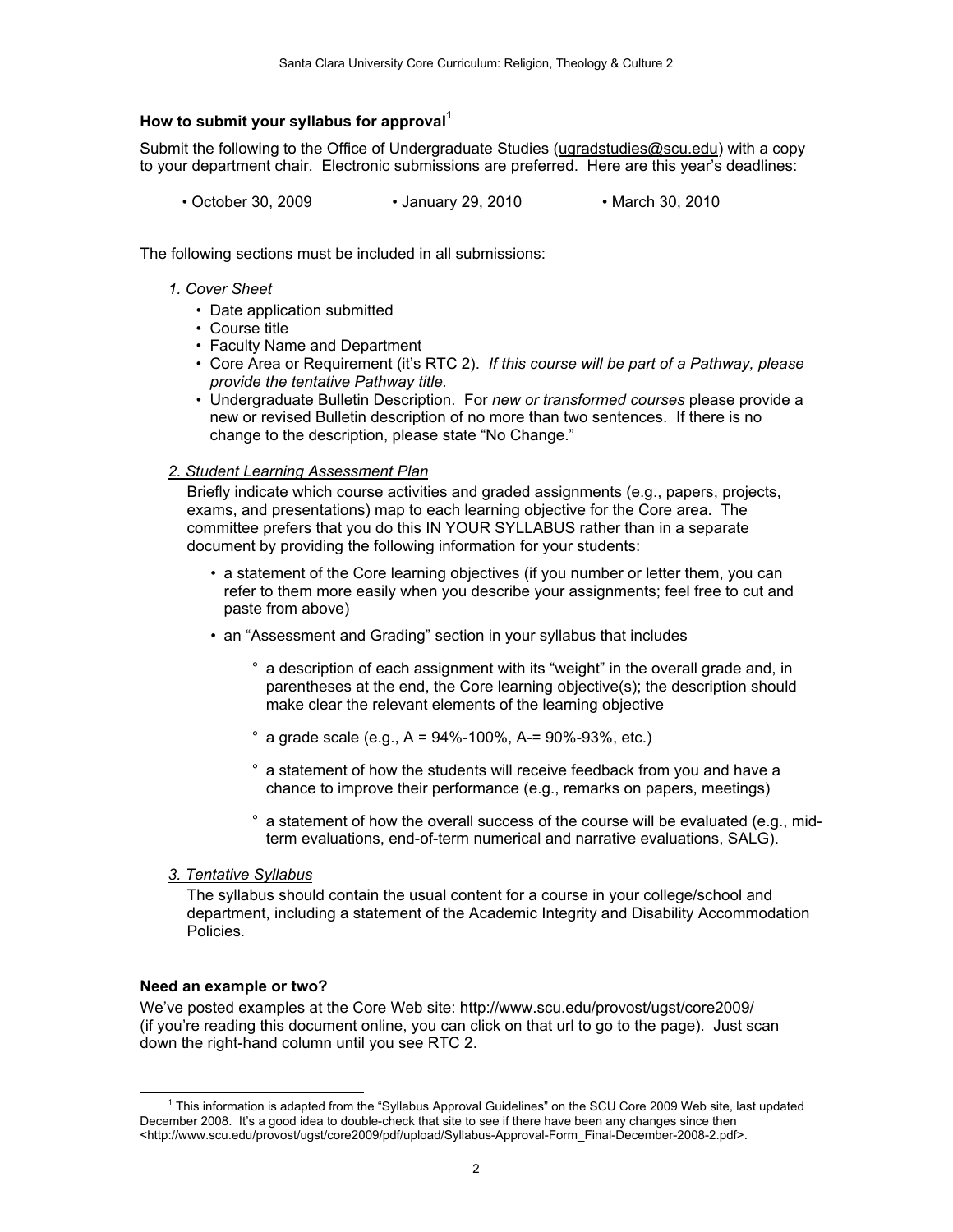### How to submit your syllabus for approval[1]

Submit the following to the Office of Undergraduate Studies (ugradstudies@scu.edu) with a copy to your department chair. Electronic submissions are preferred. Here are this year's deadlines:

- October 30, 2009
- January 29, 2010
- March 30, 2010

The following sections must be included in all submissions:

*1. Cover Sheet*

- Date application submitted
- Course title
- Faculty Name and Department
- Core Area or Requirement (it's RTC 2). *If this course will be part of a Pathway, please provide the tentative Pathway title.*
- Undergraduate Bulletin Description. For *new or transformed courses* please provide a new or revised Bulletin description of no more than two sentences. If there is no change to the description, please state "No Change."

*2. Student Learning Assessment Plan*

Briefly indicate which course activities and graded assignments (e.g., papers, projects, exams, and presentations) map to each learning objective for the Core area. The committee prefers that you do this IN YOUR SYLLABUS rather than in a separate document by providing the following information for your students:

- a statement of the Core learning objectives (if you number or letter them, you can refer to them more easily when you describe your assignments; feel free to cut and paste from above)
- an "Assessment and Grading" section in your syllabus that includes
  - a description of each assignment with its "weight" in the overall grade and, in parentheses at the end, the Core learning objective(s); the description should make clear the relevant elements of the learning objective
  - a grade scale (e.g., A = 94%-100%, A-= 90%-93%, etc.)
  - a statement of how the students will receive feedback from you and have a chance to improve their performance (e.g., remarks on papers, meetings)
  - a statement of how the overall success of the course will be evaluated (e.g., mid-term evaluations, end-of-term numerical and narrative evaluations, SALG).

*3. Tentative Syllabus*

The syllabus should contain the usual content for a course in your college/school and department, including a statement of the Academic Integrity and Disability Accommodation Policies.

### Need an example or two?

We've posted examples at the Core Web site: http://www.scu.edu/provost/ugst/core2009/ (if you're reading this document online, you can click on that url to go to the page). Just scan down the right-hand column until you see RTC 2.

---

[1] This information is adapted from the "Syllabus Approval Guidelines" on the SCU Core 2009 Web site, last updated December 2008. It's a good idea to double-check that site to see if there have been any changes since then <http://www.scu.edu/provost/ugst/core2009/pdf/upload/Syllabus-Approval-Form_Final-December-2008-2.pdf>.